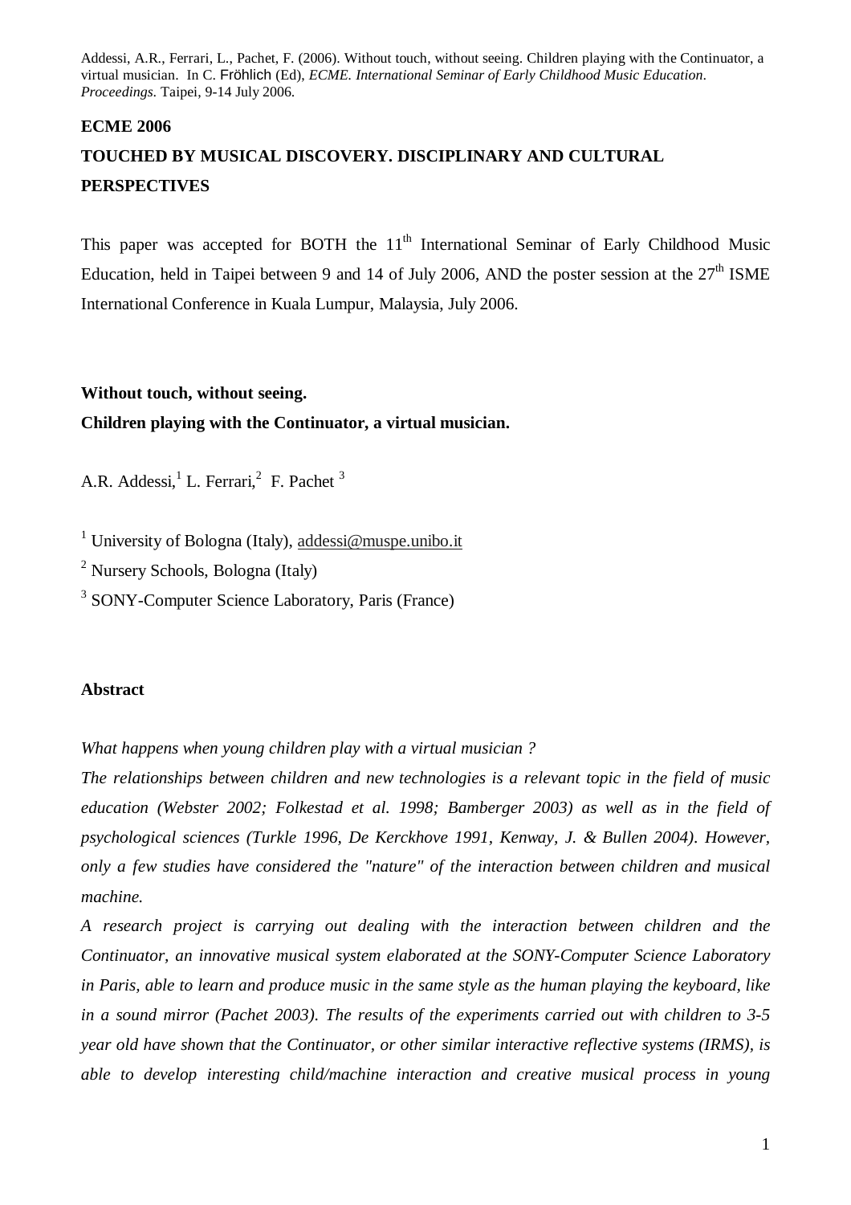Addessi, A.R., Ferrari, L., Pachet, F. (2006). Without touch, without seeing. Children playing with the Continuator, a virtual musician. In C. Fröhlich (Ed), *ECME. International Seminar of Early Childhood Music Education. Proceedings*. Taipei, 9-14 July 2006.

**ECME 2006**

**TOUCHED BY MUSICAL DISCOVERY. DISCIPLINARY AND CULTURAL PERSPECTIVES**

This paper was accepted for BOTH the 11th International Seminar of Early Childhood Music Education, held in Taipei between 9 and 14 of July 2006, AND the poster session at the 27th ISME International Conference in Kuala Lumpur, Malaysia, July 2006.

**Without touch, without seeing.**
**Children playing with the Continuator, a virtual musician.**

A.R. Addessi,[1] L. Ferrari,[2] F. Pachet [3]

[1] University of Bologna (Italy), addessi@muspe.unibo.it

[2] Nursery Schools, Bologna (Italy)

[3] SONY-Computer Science Laboratory, Paris (France)

**Abstract**

*What happens when young children play with a virtual musician ?*

*The relationships between children and new technologies is a relevant topic in the field of music education (Webster 2002; Folkestad et al. 1998; Bamberger 2003) as well as in the field of psychological sciences (Turkle 1996, De Kerckhove 1991, Kenway, J. & Bullen 2004). However, only a few studies have considered the "nature" of the interaction between children and musical machine.*

*A research project is carrying out dealing with the interaction between children and the Continuator, an innovative musical system elaborated at the SONY-Computer Science Laboratory in Paris, able to learn and produce music in the same style as the human playing the keyboard, like in a sound mirror (Pachet 2003). The results of the experiments carried out with children to 3-5 year old have shown that the Continuator, or other similar interactive reflective systems (IRMS), is able to develop interesting child/machine interaction and creative musical process in young*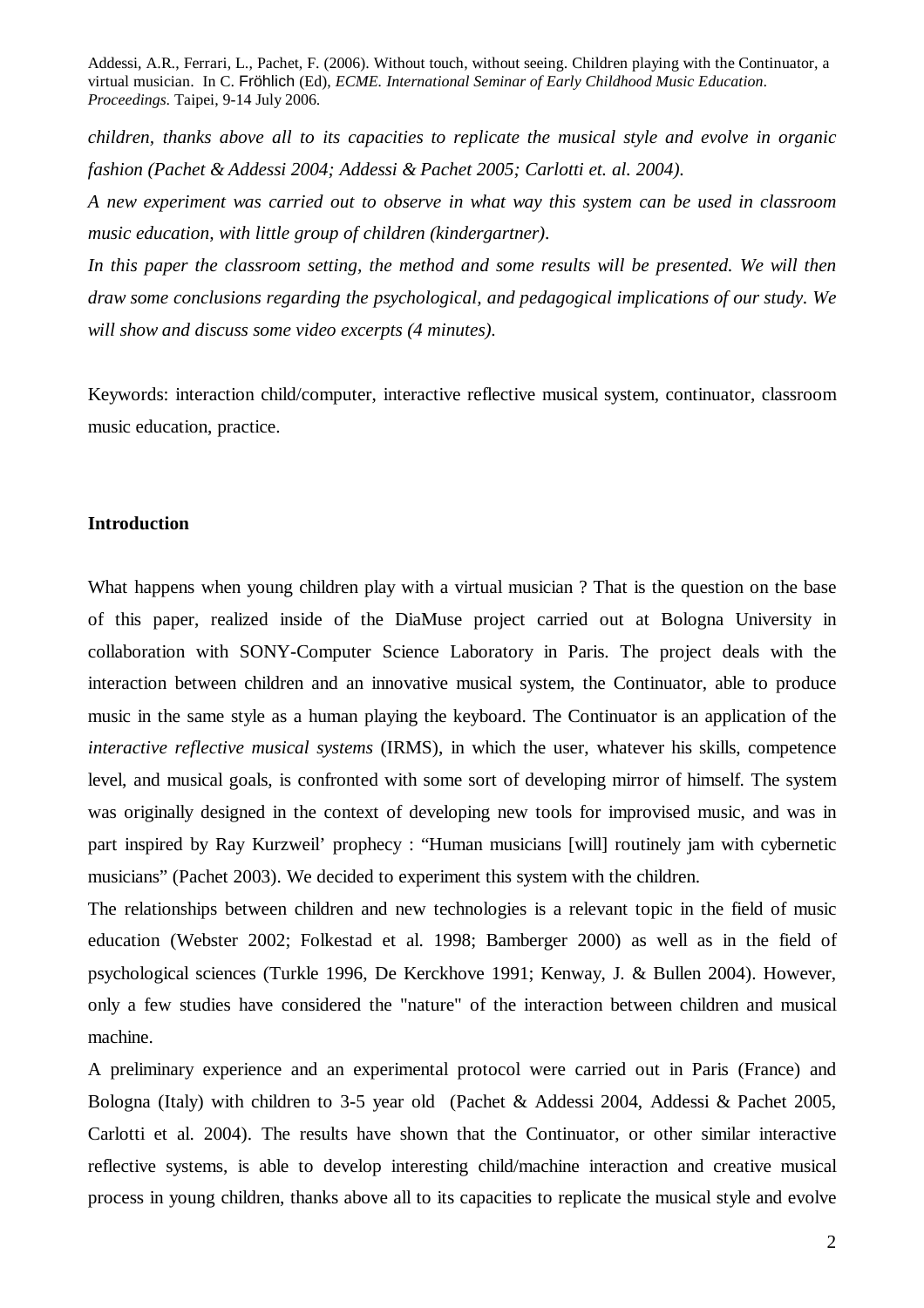*children, thanks above all to its capacities to replicate the musical style and evolve in organic fashion (Pachet & Addessi 2004; Addessi & Pachet 2005; Carlotti et. al. 2004).*

*A new experiment was carried out to observe in what way this system can be used in classroom music education, with little group of children (kindergartner).*

*In this paper the classroom setting, the method and some results will be presented. We will then draw some conclusions regarding the psychological, and pedagogical implications of our study. We will show and discuss some video excerpts (4 minutes).*

Keywords: interaction child/computer, interactive reflective musical system, continuator, classroom music education, practice.

## Introduction

What happens when young children play with a virtual musician ? That is the question on the base of this paper, realized inside of the DiaMuse project carried out at Bologna University in collaboration with SONY-Computer Science Laboratory in Paris. The project deals with the interaction between children and an innovative musical system, the Continuator, able to produce music in the same style as a human playing the keyboard. The Continuator is an application of the *interactive reflective musical systems* (IRMS), in which the user, whatever his skills, competence level, and musical goals, is confronted with some sort of developing mirror of himself. The system was originally designed in the context of developing new tools for improvised music, and was in part inspired by Ray Kurzweil' prophecy : "Human musicians [will] routinely jam with cybernetic musicians" (Pachet 2003). We decided to experiment this system with the children.

The relationships between children and new technologies is a relevant topic in the field of music education (Webster 2002; Folkestad et al. 1998; Bamberger 2000) as well as in the field of psychological sciences (Turkle 1996, De Kerckhove 1991; Kenway, J. & Bullen 2004). However, only a few studies have considered the "nature" of the interaction between children and musical machine.

A preliminary experience and an experimental protocol were carried out in Paris (France) and Bologna (Italy) with children to 3-5 year old (Pachet & Addessi 2004, Addessi & Pachet 2005, Carlotti et al. 2004). The results have shown that the Continuator, or other similar interactive reflective systems, is able to develop interesting child/machine interaction and creative musical process in young children, thanks above all to its capacities to replicate the musical style and evolve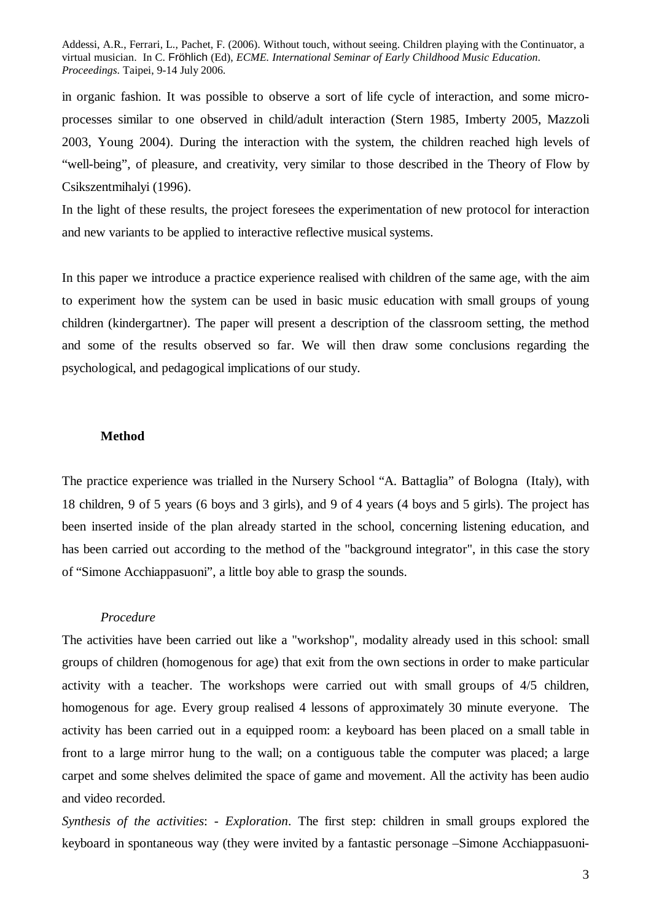in organic fashion. It was possible to observe a sort of life cycle of interaction, and some micro-processes similar to one observed in child/adult interaction (Stern 1985, Imberty 2005, Mazzoli 2003, Young 2004). During the interaction with the system, the children reached high levels of "well-being", of pleasure, and creativity, very similar to those described in the Theory of Flow by Csikszentmihalyi (1996).

In the light of these results, the project foresees the experimentation of new protocol for interaction and new variants to be applied to interactive reflective musical systems.

In this paper we introduce a practice experience realised with children of the same age, with the aim to experiment how the system can be used in basic music education with small groups of young children (kindergartner). The paper will present a description of the classroom setting, the method and some of the results observed so far. We will then draw some conclusions regarding the psychological, and pedagogical implications of our study.

## Method

The practice experience was trialled in the Nursery School "A. Battaglia" of Bologna (Italy), with 18 children, 9 of 5 years (6 boys and 3 girls), and 9 of 4 years (4 boys and 5 girls). The project has been inserted inside of the plan already started in the school, concerning listening education, and has been carried out according to the method of the "background integrator", in this case the story of "Simone Acchiappasuoni", a little boy able to grasp the sounds.

### *Procedure*

The activities have been carried out like a "workshop", modality already used in this school: small groups of children (homogenous for age) that exit from the own sections in order to make particular activity with a teacher. The workshops were carried out with small groups of 4/5 children, homogenous for age. Every group realised 4 lessons of approximately 30 minute everyone. The activity has been carried out in a equipped room: a keyboard has been placed on a small table in front to a large mirror hung to the wall; on a contiguous table the computer was placed; a large carpet and some shelves delimited the space of game and movement. All the activity has been audio and video recorded.

*Synthesis of the activities*: - *Exploration*. The first step: children in small groups explored the keyboard in spontaneous way (they were invited by a fantastic personage –Simone Acchiappasuoni-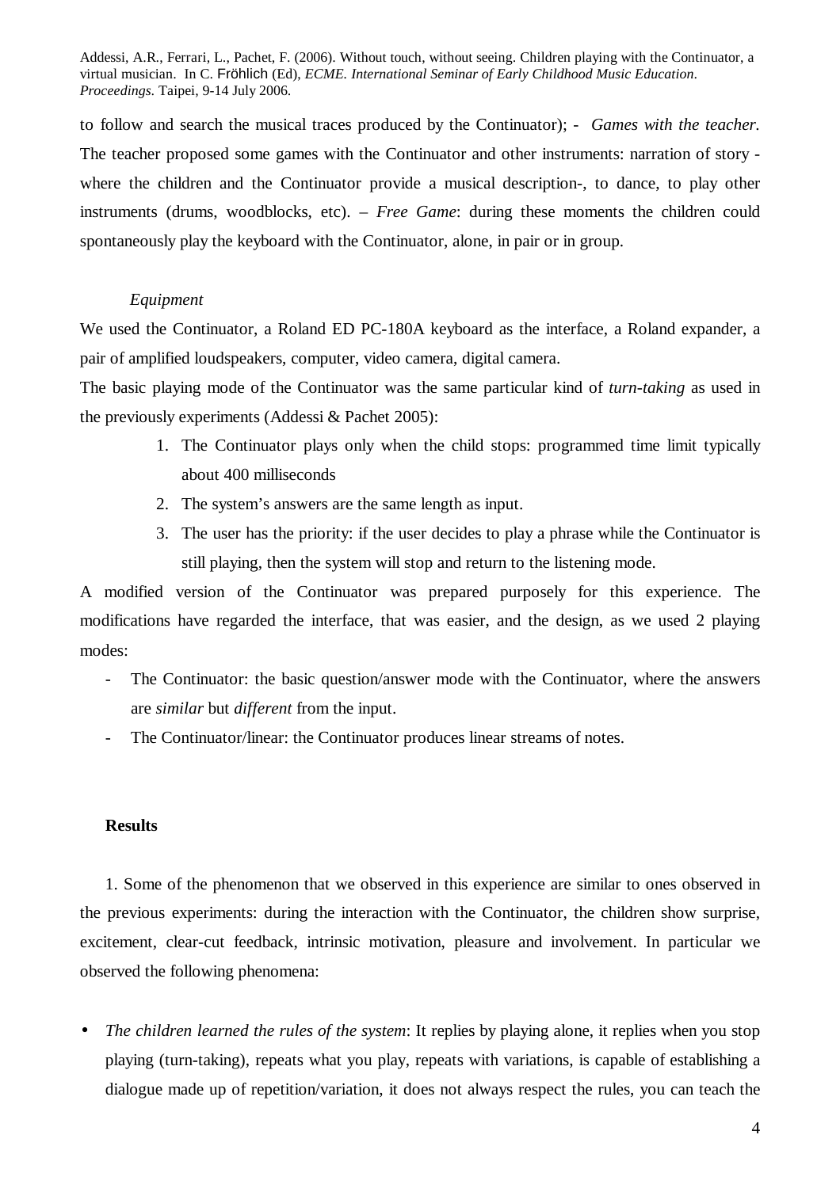to follow and search the musical traces produced by the Continuator); - *Games with the teacher.* The teacher proposed some games with the Continuator and other instruments: narration of story - where the children and the Continuator provide a musical description-, to dance, to play other instruments (drums, woodblocks, etc). – *Free Game*: during these moments the children could spontaneously play the keyboard with the Continuator, alone, in pair or in group.

*Equipment*

We used the Continuator, a Roland ED PC-180A keyboard as the interface, a Roland expander, a pair of amplified loudspeakers, computer, video camera, digital camera.

The basic playing mode of the Continuator was the same particular kind of *turn-taking* as used in the previously experiments (Addessi & Pachet 2005):

1. The Continuator plays only when the child stops: programmed time limit typically about 400 milliseconds
2. The system's answers are the same length as input.
3. The user has the priority: if the user decides to play a phrase while the Continuator is still playing, then the system will stop and return to the listening mode.

A modified version of the Continuator was prepared purposely for this experience. The modifications have regarded the interface, that was easier, and the design, as we used 2 playing modes:

- The Continuator: the basic question/answer mode with the Continuator, where the answers are *similar* but *different* from the input.
- The Continuator/linear: the Continuator produces linear streams of notes.

**Results**

1. Some of the phenomenon that we observed in this experience are similar to ones observed in the previous experiments: during the interaction with the Continuator, the children show surprise, excitement, clear-cut feedback, intrinsic motivation, pleasure and involvement. In particular we observed the following phenomena:

- *The children learned the rules of the system*: It replies by playing alone, it replies when you stop playing (turn-taking), repeats what you play, repeats with variations, is capable of establishing a dialogue made up of repetition/variation, it does not always respect the rules, you can teach the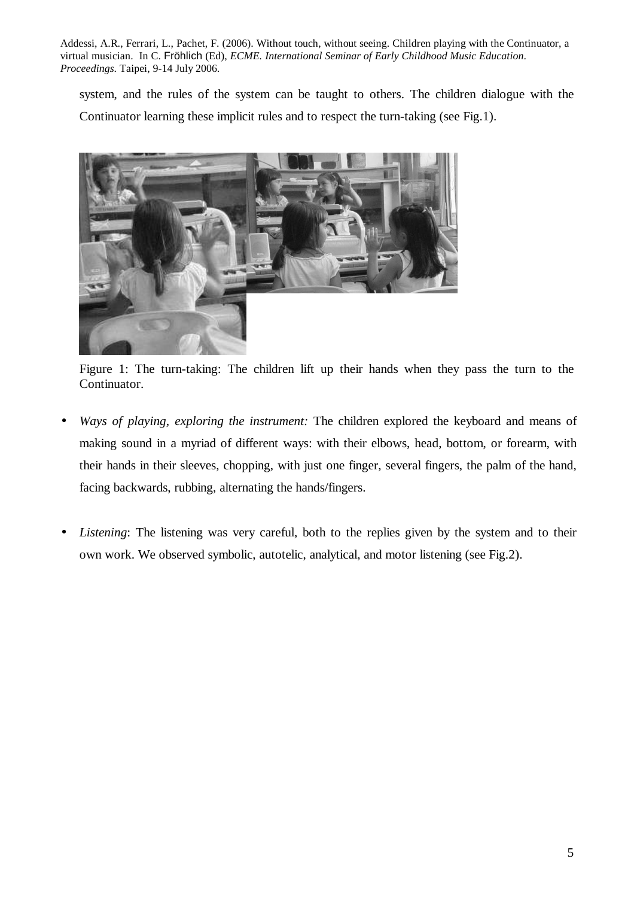system, and the rules of the system can be taught to others. The children dialogue with the Continuator learning these implicit rules and to respect the turn-taking (see Fig.1).

Figure 1: The turn-taking: The children lift up their hands when they pass the turn to the Continuator.

- *Ways of playing, exploring the instrument:* The children explored the keyboard and means of making sound in a myriad of different ways: with their elbows, head, bottom, or forearm, with their hands in their sleeves, chopping, with just one finger, several fingers, the palm of the hand, facing backwards, rubbing, alternating the hands/fingers.

- *Listening*: The listening was very careful, both to the replies given by the system and to their own work. We observed symbolic, autotelic, analytical, and motor listening (see Fig.2).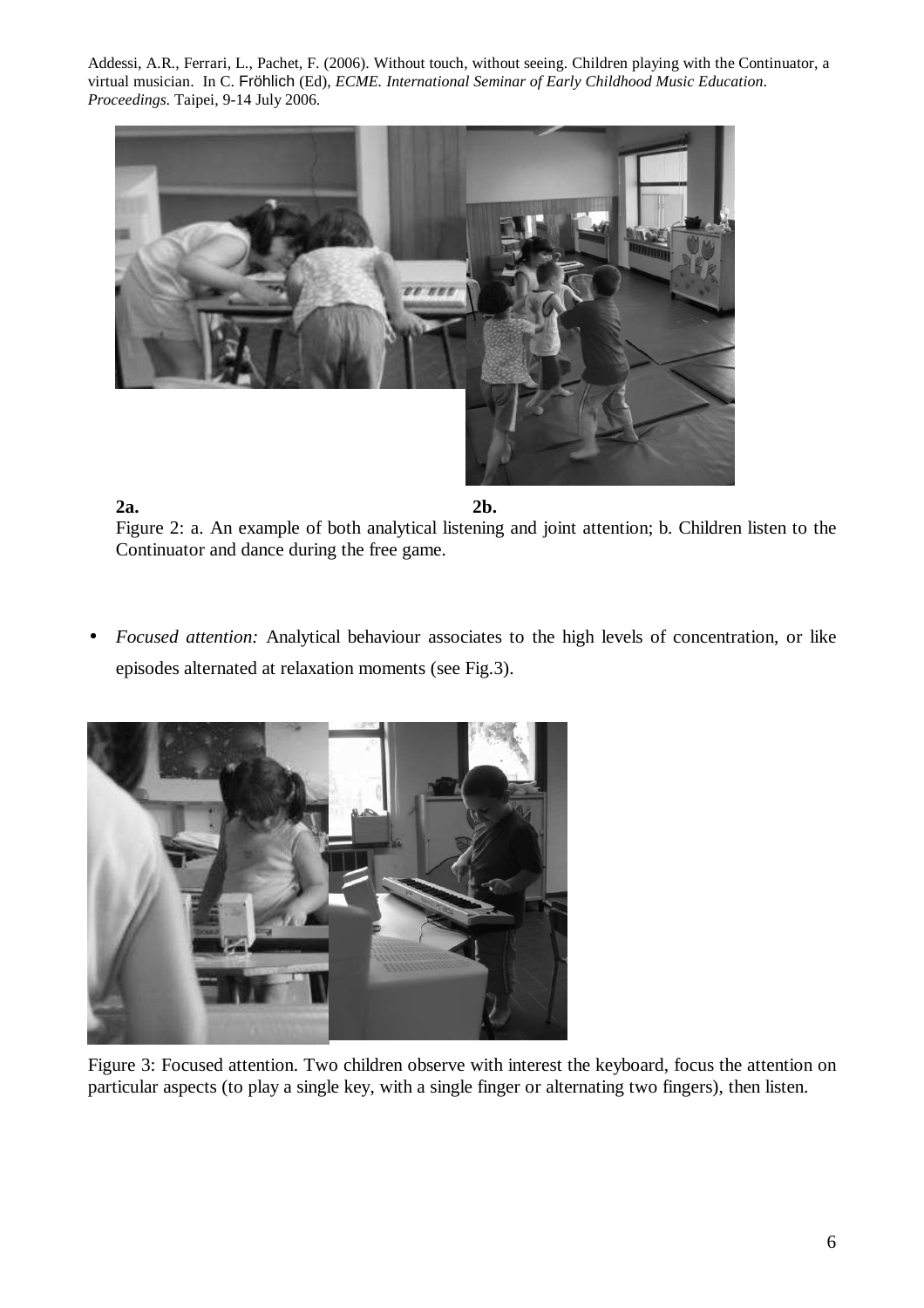**2a.** **2b.**

Figure 2: a. An example of both analytical listening and joint attention; b. Children listen to the Continuator and dance during the free game.

- *Focused attention:* Analytical behaviour associates to the high levels of concentration, or like episodes alternated at relaxation moments (see Fig.3).

Figure 3: Focused attention. Two children observe with interest the keyboard, focus the attention on particular aspects (to play a single key, with a single finger or alternating two fingers), then listen.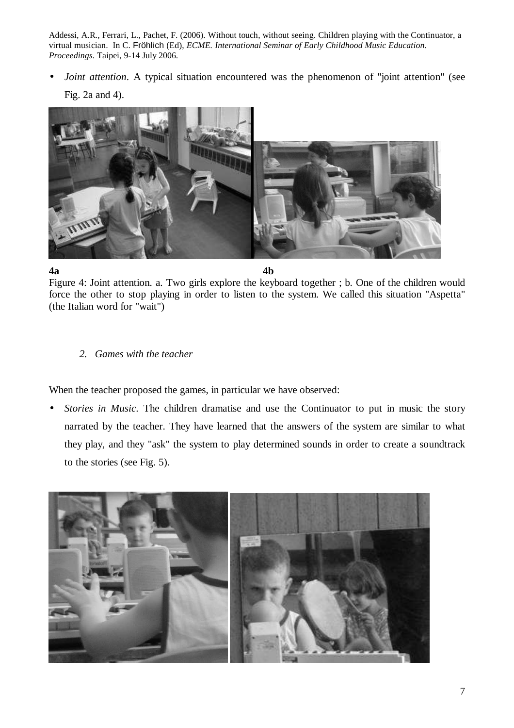- *Joint attention*. A typical situation encountered was the phenomenon of "joint attention" (see Fig. 2a and 4).

**4a** **4b**

Figure 4: Joint attention. a. Two girls explore the keyboard together ; b. One of the children would force the other to stop playing in order to listen to the system. We called this situation "Aspetta" (the Italian word for "wait")

*2. Games with the teacher*

When the teacher proposed the games, in particular we have observed:

- *Stories in Music*. The children dramatise and use the Continuator to put in music the story narrated by the teacher. They have learned that the answers of the system are similar to what they play, and they "ask" the system to play determined sounds in order to create a soundtrack to the stories (see Fig. 5).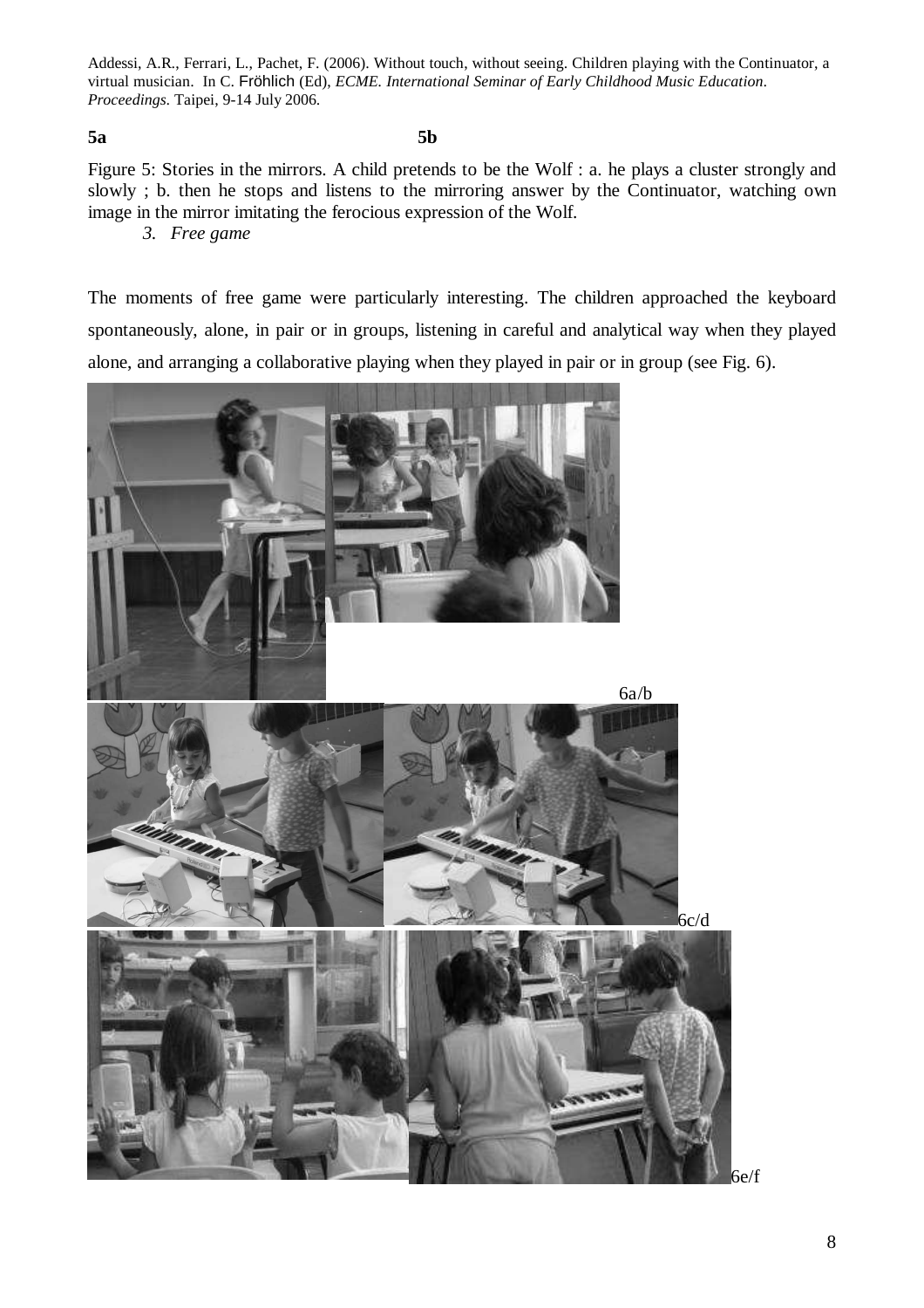**5a** **5b**

Figure 5: Stories in the mirrors. A child pretends to be the Wolf : a. he plays a cluster strongly and slowly ; b. then he stops and listens to the mirroring answer by the Continuator, watching own image in the mirror imitating the ferocious expression of the Wolf.

*3. Free game*

The moments of free game were particularly interesting. The children approached the keyboard spontaneously, alone, in pair or in groups, listening in careful and analytical way when they played alone, and arranging a collaborative playing when they played in pair or in group (see Fig. 6).

6a/b

6c/d

6e/f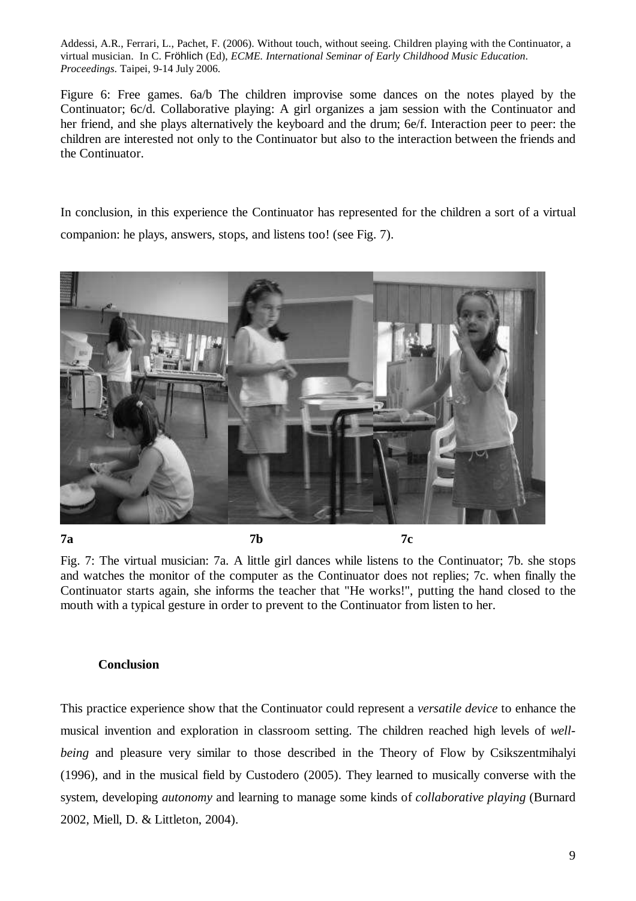Figure 6: Free games. 6a/b The children improvise some dances on the notes played by the Continuator; 6c/d. Collaborative playing: A girl organizes a jam session with the Continuator and her friend, and she plays alternatively the keyboard and the drum; 6e/f. Interaction peer to peer: the children are interested not only to the Continuator but also to the interaction between the friends and the Continuator.

In conclusion, in this experience the Continuator has represented for the children a sort of a virtual companion: he plays, answers, stops, and listens too! (see Fig. 7).

**7a** **7b** **7c**

Fig. 7: The virtual musician: 7a. A little girl dances while listens to the Continuator; 7b. she stops and watches the monitor of the computer as the Continuator does not replies; 7c. when finally the Continuator starts again, she informs the teacher that "He works!", putting the hand closed to the mouth with a typical gesture in order to prevent to the Continuator from listen to her.

## Conclusion

This practice experience show that the Continuator could represent a *versatile device* to enhance the musical invention and exploration in classroom setting. The children reached high levels of *well-being* and pleasure very similar to those described in the Theory of Flow by Csikszentmihalyi (1996), and in the musical field by Custodero (2005). They learned to musically converse with the system, developing *autonomy* and learning to manage some kinds of *collaborative playing* (Burnard 2002, Miell, D. & Littleton, 2004).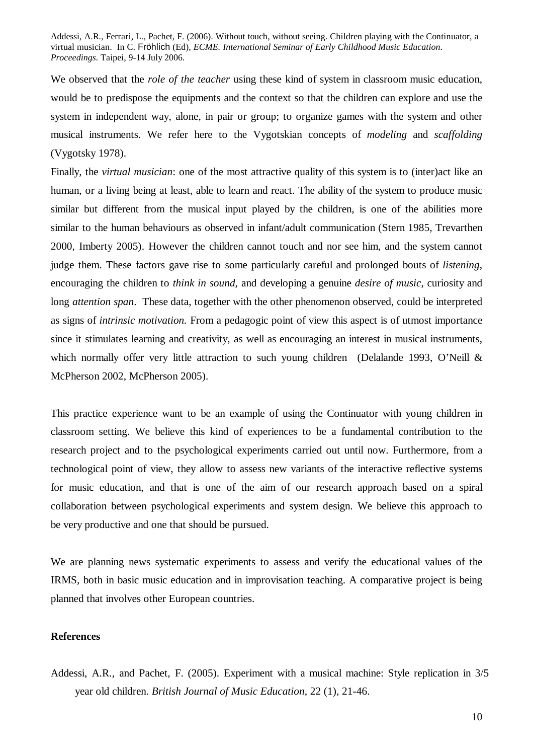We observed that the *role of the teacher* using these kind of system in classroom music education, would be to predispose the equipments and the context so that the children can explore and use the system in independent way, alone, in pair or group; to organize games with the system and other musical instruments. We refer here to the Vygotskian concepts of *modeling* and *scaffolding* (Vygotsky 1978).

Finally, the *virtual musician*: one of the most attractive quality of this system is to (inter)act like an human, or a living being at least, able to learn and react. The ability of the system to produce music similar but different from the musical input played by the children, is one of the abilities more similar to the human behaviours as observed in infant/adult communication (Stern 1985, Trevarthen 2000, Imberty 2005). However the children cannot touch and nor see him, and the system cannot judge them. These factors gave rise to some particularly careful and prolonged bouts of *listening*, encouraging the children to *think in sound*, and developing a genuine *desire of music*, curiosity and long *attention span*. These data, together with the other phenomenon observed, could be interpreted as signs of *intrinsic motivation.* From a pedagogic point of view this aspect is of utmost importance since it stimulates learning and creativity, as well as encouraging an interest in musical instruments, which normally offer very little attraction to such young children (Delalande 1993, O'Neill & McPherson 2002, McPherson 2005).

This practice experience want to be an example of using the Continuator with young children in classroom setting. We believe this kind of experiences to be a fundamental contribution to the research project and to the psychological experiments carried out until now. Furthermore, from a technological point of view, they allow to assess new variants of the interactive reflective systems for music education, and that is one of the aim of our research approach based on a spiral collaboration between psychological experiments and system design. We believe this approach to be very productive and one that should be pursued.

We are planning news systematic experiments to assess and verify the educational values of the IRMS, both in basic music education and in improvisation teaching. A comparative project is being planned that involves other European countries.

**References**

Addessi, A.R., and Pachet, F. (2005). Experiment with a musical machine: Style replication in 3/5 year old children. *British Journal of Music Education*, 22 (1), 21-46.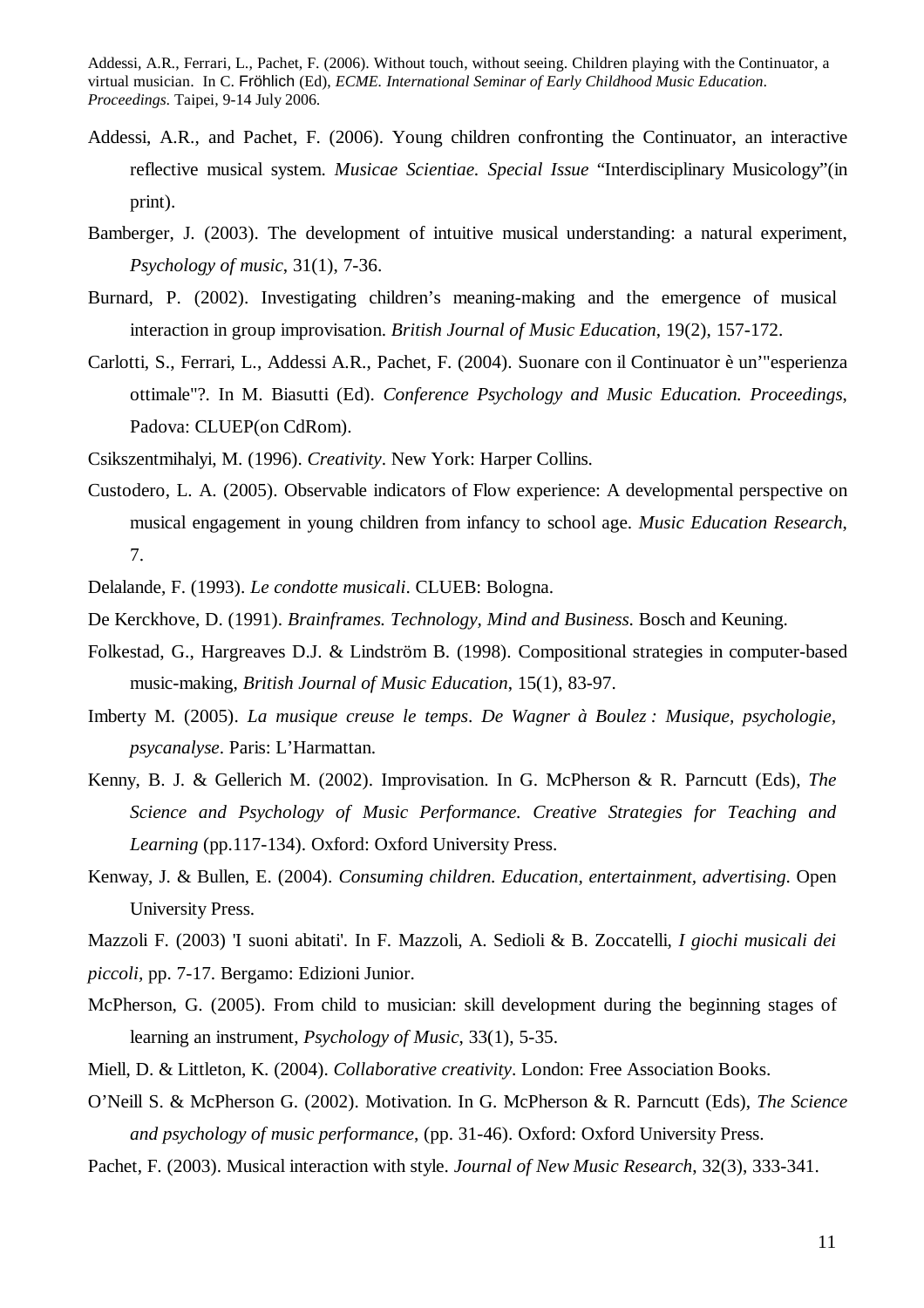Addessi, A.R., Ferrari, L., Pachet, F. (2006). Without touch, without seeing. Children playing with the Continuator, a virtual musician. In C. Fröhlich (Ed), *ECME. International Seminar of Early Childhood Music Education. Proceedings*. Taipei, 9-14 July 2006.

Addessi, A.R., and Pachet, F. (2006). Young children confronting the Continuator, an interactive reflective musical system. *Musicae Scientiae. Special Issue* "Interdisciplinary Musicology"(in print).

Bamberger, J. (2003). The development of intuitive musical understanding: a natural experiment, *Psychology of music*, 31(1), 7-36.

Burnard, P. (2002). Investigating children's meaning-making and the emergence of musical interaction in group improvisation. *British Journal of Music Education*, 19(2), 157-172.

Carlotti, S., Ferrari, L., Addessi A.R., Pachet, F. (2004). Suonare con il Continuator è un'"esperienza ottimale"?. In M. Biasutti (Ed). *Conference Psychology and Music Education. Proceedings*, Padova: CLUEP(on CdRom).

Csikszentmihalyi, M. (1996). *Creativity*. New York: Harper Collins.

Custodero, L. A. (2005). Observable indicators of Flow experience: A developmental perspective on musical engagement in young children from infancy to school age. *Music Education Research*, 7.

Delalande, F. (1993). *Le condotte musicali*. CLUEB: Bologna.

De Kerckhove, D. (1991). *Brainframes. Technology, Mind and Business*. Bosch and Keuning.

Folkestad, G., Hargreaves D.J. & Lindström B. (1998). Compositional strategies in computer-based music-making, *British Journal of Music Education*, 15(1), 83-97.

Imberty M. (2005). *La musique creuse le temps. De Wagner à Boulez : Musique, psychologie, psycanalyse*. Paris: L'Harmattan.

Kenny, B. J. & Gellerich M. (2002). Improvisation. In G. McPherson & R. Parncutt (Eds), *The Science and Psychology of Music Performance. Creative Strategies for Teaching and Learning* (pp.117-134). Oxford: Oxford University Press.

Kenway, J. & Bullen, E. (2004). *Consuming children. Education, entertainment, advertising*. Open University Press.

Mazzoli F. (2003) 'I suoni abitati'. In F. Mazzoli, A. Sedioli & B. Zoccatelli, *I giochi musicali dei piccoli*, pp. 7-17. Bergamo: Edizioni Junior.

McPherson, G. (2005). From child to musician: skill development during the beginning stages of learning an instrument, *Psychology of Music*, 33(1), 5-35.

Miell, D. & Littleton, K. (2004). *Collaborative creativity*. London: Free Association Books.

O'Neill S. & McPherson G. (2002). Motivation. In G. McPherson & R. Parncutt (Eds), *The Science and psychology of music performance*, (pp. 31-46). Oxford: Oxford University Press.

Pachet, F. (2003). Musical interaction with style. *Journal of New Music Research*, 32(3), 333-341.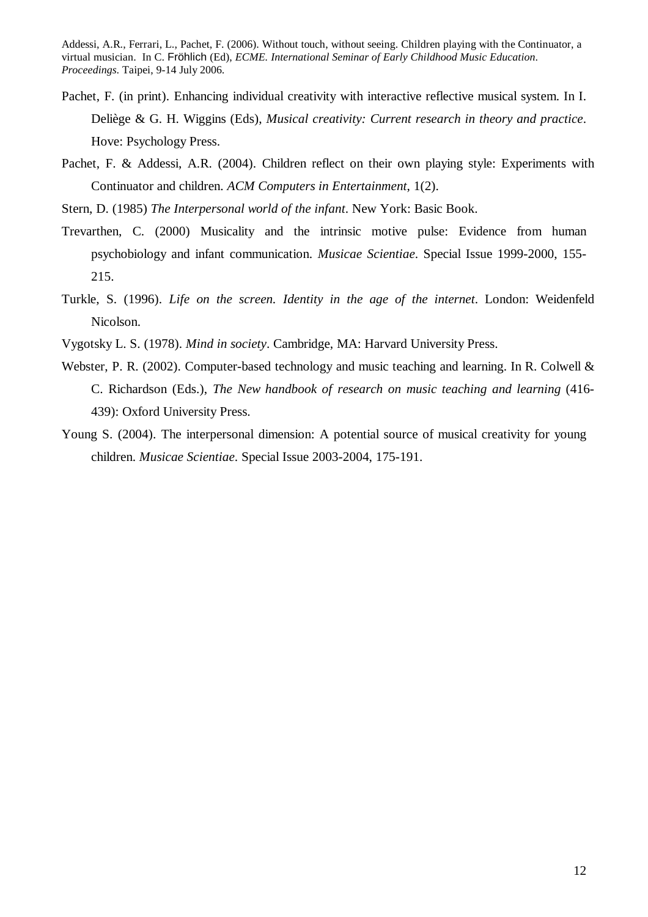Pachet, F. (in print). Enhancing individual creativity with interactive reflective musical system. In I. Deliège & G. H. Wiggins (Eds), *Musical creativity: Current research in theory and practice*. Hove: Psychology Press.

Pachet, F. & Addessi, A.R. (2004). Children reflect on their own playing style: Experiments with Continuator and children. *ACM Computers in Entertainment*, 1(2).

Stern, D. (1985) *The Interpersonal world of the infant*. New York: Basic Book.

Trevarthen, C. (2000) Musicality and the intrinsic motive pulse: Evidence from human psychobiology and infant communication. *Musicae Scientiae*. Special Issue 1999-2000, 155-215.

Turkle, S. (1996). *Life on the screen. Identity in the age of the internet*. London: Weidenfeld Nicolson.

Vygotsky L. S. (1978). *Mind in society*. Cambridge, MA: Harvard University Press.

Webster, P. R. (2002). Computer-based technology and music teaching and learning. In R. Colwell & C. Richardson (Eds.), *The New handbook of research on music teaching and learning* (416-439): Oxford University Press.

Young S. (2004). The interpersonal dimension: A potential source of musical creativity for young children. *Musicae Scientiae*. Special Issue 2003-2004, 175-191.